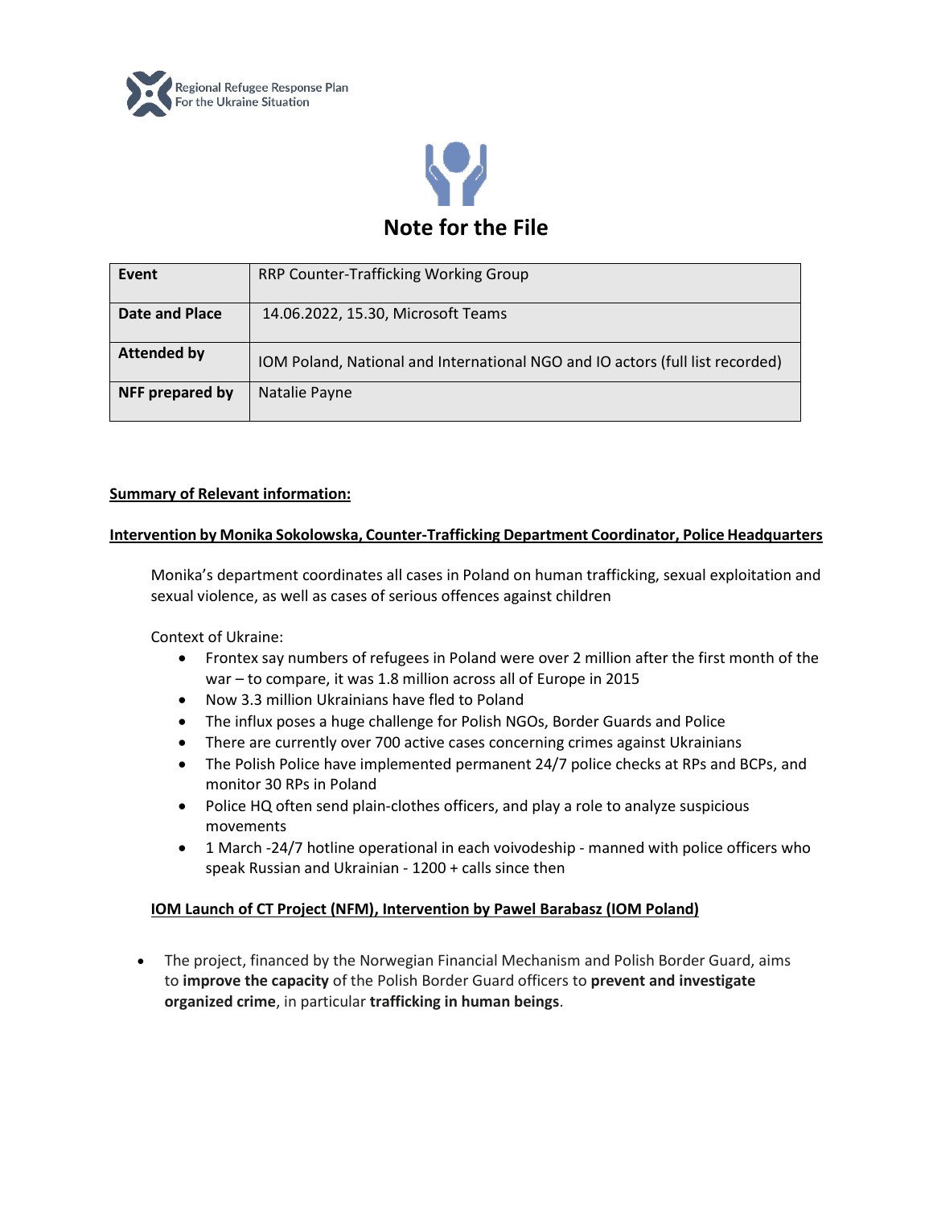Regional Refugee Response Plan
For the Ukraine Situation

# Note for the File

| **Event** | RRP Counter-Trafficking Working Group |
|---|---|
| **Date and Place** | 14.06.2022, 15.30, Microsoft Teams |
| **Attended by** | IOM Poland, National and International NGO and IO actors (full list recorded) |
| **NFF prepared by** | Natalie Payne |

**Summary of Relevant information:**

**Intervention by Monika Sokolowska, Counter-Trafficking Department Coordinator, Police Headquarters**

Monika's department coordinates all cases in Poland on human trafficking, sexual exploitation and sexual violence, as well as cases of serious offences against children

Context of Ukraine:

- Frontex say numbers of refugees in Poland were over 2 million after the first month of the war – to compare, it was 1.8 million across all of Europe in 2015
- Now 3.3 million Ukrainians have fled to Poland
- The influx poses a huge challenge for Polish NGOs, Border Guards and Police
- There are currently over 700 active cases concerning crimes against Ukrainians
- The Polish Police have implemented permanent 24/7 police checks at RPs and BCPs, and monitor 30 RPs in Poland
- Police HQ often send plain-clothes officers, and play a role to analyze suspicious movements
- 1 March -24/7 hotline operational in each voivodeship - manned with police officers who speak Russian and Ukrainian - 1200 + calls since then

**IOM Launch of CT Project (NFM), Intervention by Pawel Barabasz (IOM Poland)**

- The project, financed by the Norwegian Financial Mechanism and Polish Border Guard, aims to **improve the capacity** of the Polish Border Guard officers to **prevent and investigate organized crime**, in particular **trafficking in human beings**.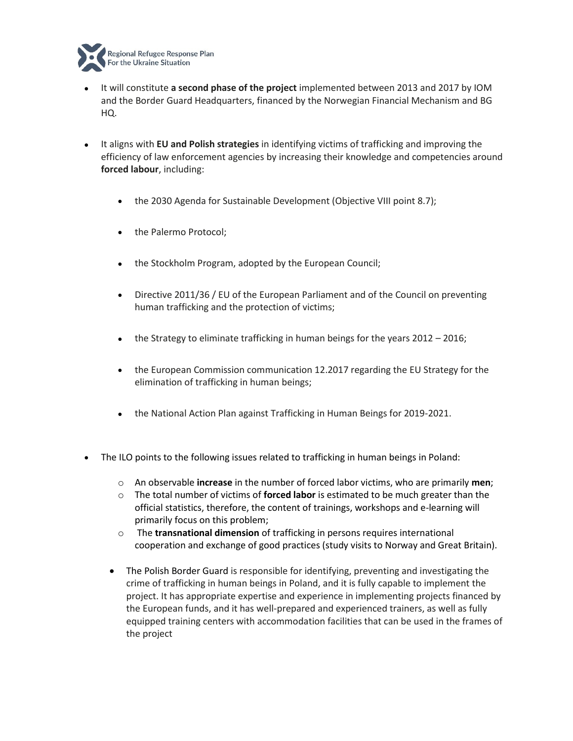- It will constitute **a second phase of the project** implemented between 2013 and 2017 by IOM and the Border Guard Headquarters, financed by the Norwegian Financial Mechanism and BG HQ.

- It aligns with **EU and Polish strategies** in identifying victims of trafficking and improving the efficiency of law enforcement agencies by increasing their knowledge and competencies around **forced labour**, including:

    - the 2030 Agenda for Sustainable Development (Objective VIII point 8.7);

    - the Palermo Protocol;

    - the Stockholm Program, adopted by the European Council;

    - Directive 2011/36 / EU of the European Parliament and of the Council on preventing human trafficking and the protection of victims;

    - the Strategy to eliminate trafficking in human beings for the years 2012 – 2016;

    - the European Commission communication 12.2017 regarding the EU Strategy for the elimination of trafficking in human beings;

    - the National Action Plan against Trafficking in Human Beings for 2019-2021.

- The ILO points to the following issues related to trafficking in human beings in Poland:
    - An observable **increase** in the number of forced labor victims, who are primarily **men**;
    - The total number of victims of **forced labor** is estimated to be much greater than the official statistics, therefore, the content of trainings, workshops and e-learning will primarily focus on this problem;
    - The **transnational dimension** of trafficking in persons requires international cooperation and exchange of good practices (study visits to Norway and Great Britain).

- The Polish Border Guard is responsible for identifying, preventing and investigating the crime of trafficking in human beings in Poland, and it is fully capable to implement the project. It has appropriate expertise and experience in implementing projects financed by the European funds, and it has well-prepared and experienced trainers, as well as fully equipped training centers with accommodation facilities that can be used in the frames of the project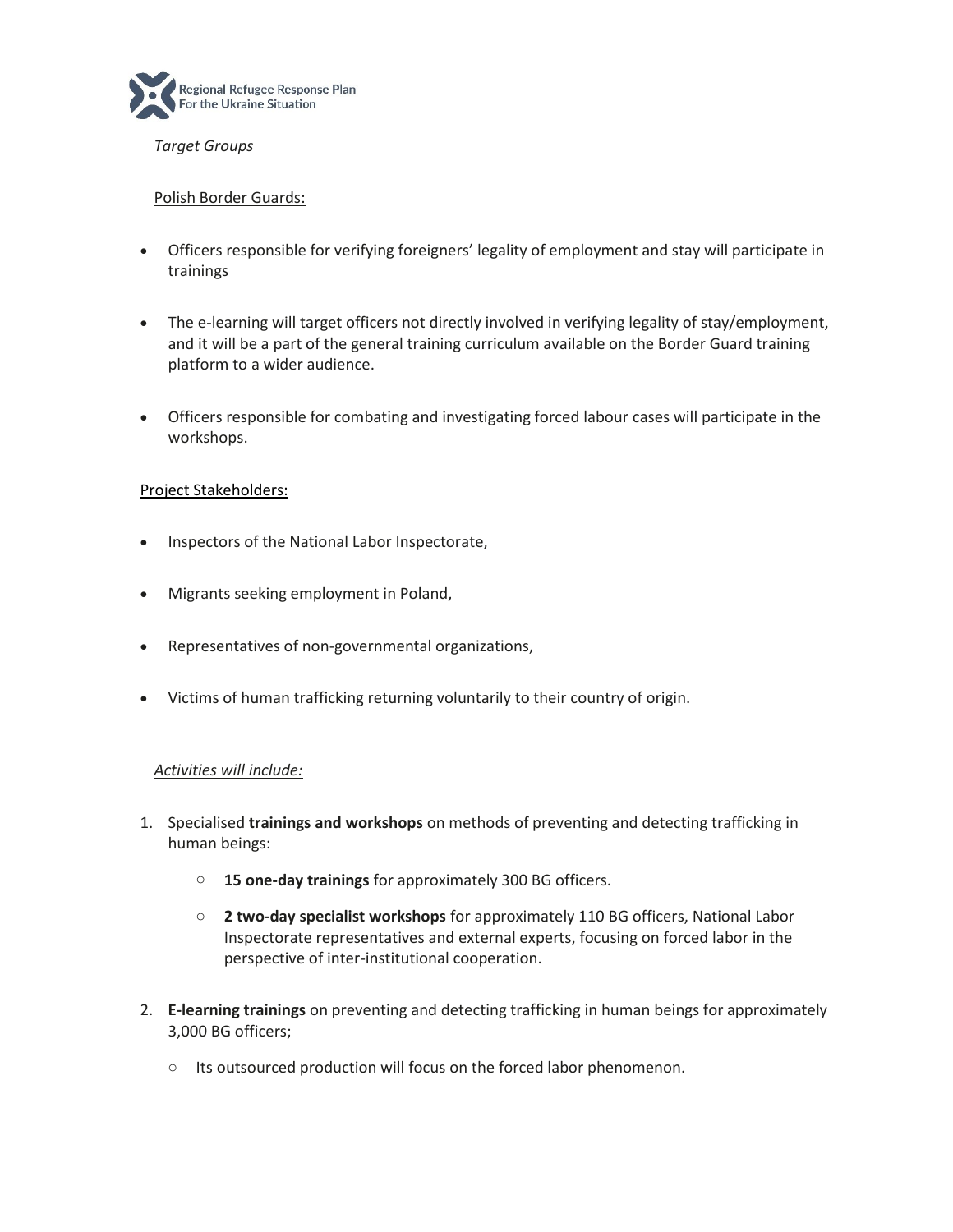*Target Groups*

Polish Border Guards:

- Officers responsible for verifying foreigners' legality of employment and stay will participate in trainings
- The e-learning will target officers not directly involved in verifying legality of stay/employment, and it will be a part of the general training curriculum available on the Border Guard training platform to a wider audience.
- Officers responsible for combating and investigating forced labour cases will participate in the workshops.

Project Stakeholders:

- Inspectors of the National Labor Inspectorate,
- Migrants seeking employment in Poland,
- Representatives of non-governmental organizations,
- Victims of human trafficking returning voluntarily to their country of origin.

*Activities will include:*

1. Specialised **trainings and workshops** on methods of preventing and detecting trafficking in human beings:
    - **15 one-day trainings** for approximately 300 BG officers.
    - **2 two-day specialist workshops** for approximately 110 BG officers, National Labor Inspectorate representatives and external experts, focusing on forced labor in the perspective of inter-institutional cooperation.
2. **E-learning trainings** on preventing and detecting trafficking in human beings for approximately 3,000 BG officers;
    - Its outsourced production will focus on the forced labor phenomenon.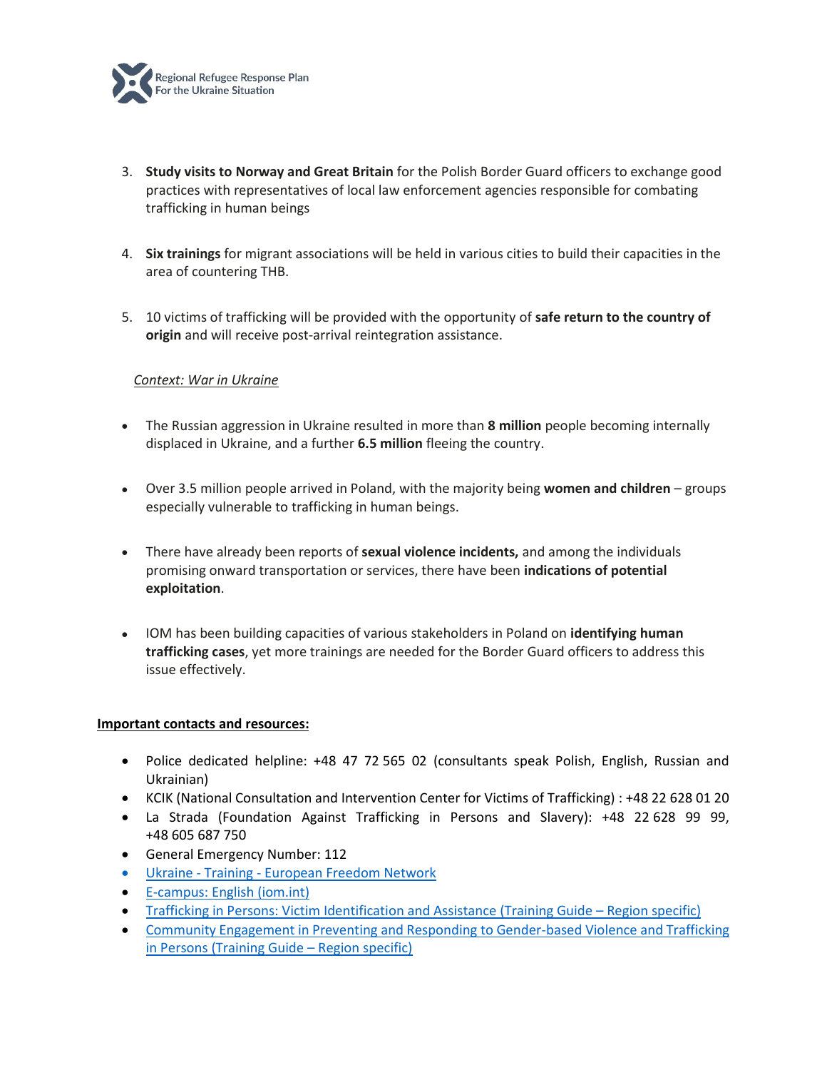3. **Study visits to Norway and Great Britain** for the Polish Border Guard officers to exchange good practices with representatives of local law enforcement agencies responsible for combating trafficking in human beings

4. **Six trainings** for migrant associations will be held in various cities to build their capacities in the area of countering THB.

5. 10 victims of trafficking will be provided with the opportunity of **safe return to the country of origin** and will receive post-arrival reintegration assistance.

*Context: War in Ukraine*

- The Russian aggression in Ukraine resulted in more than **8 million** people becoming internally displaced in Ukraine, and a further **6.5 million** fleeing the country.

- Over 3.5 million people arrived in Poland, with the majority being **women and children** – groups especially vulnerable to trafficking in human beings.

- There have already been reports of **sexual violence incidents,** and among the individuals promising onward transportation or services, there have been **indications of potential exploitation**.

- IOM has been building capacities of various stakeholders in Poland on **identifying human trafficking cases**, yet more trainings are needed for the Border Guard officers to address this issue effectively.

**Important contacts and resources:**

- Police dedicated helpline: +48 47 72 565 02 (consultants speak Polish, English, Russian and Ukrainian)
- KCIK (National Consultation and Intervention Center for Victims of Trafficking) : +48 22 628 01 20
- La Strada (Foundation Against Trafficking in Persons and Slavery): +48 22 628 99 99, +48 605 687 750
- General Emergency Number: 112
- Ukraine - Training - European Freedom Network
- E-campus: English (iom.int)
- Trafficking in Persons: Victim Identification and Assistance (Training Guide – Region specific)
- Community Engagement in Preventing and Responding to Gender-based Violence and Trafficking in Persons (Training Guide – Region specific)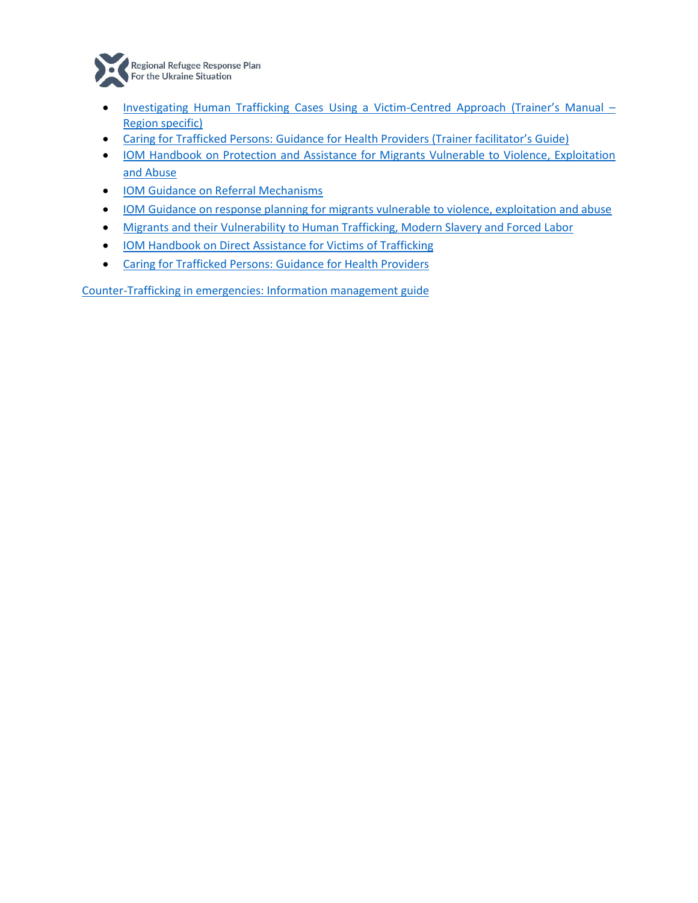- Investigating Human Trafficking Cases Using a Victim-Centred Approach (Trainer's Manual – Region specific)
- Caring for Trafficked Persons: Guidance for Health Providers (Trainer facilitator's Guide)
- IOM Handbook on Protection and Assistance for Migrants Vulnerable to Violence, Exploitation and Abuse
- IOM Guidance on Referral Mechanisms
- IOM Guidance on response planning for migrants vulnerable to violence, exploitation and abuse
- Migrants and their Vulnerability to Human Trafficking, Modern Slavery and Forced Labor
- IOM Handbook on Direct Assistance for Victims of Trafficking
- Caring for Trafficked Persons: Guidance for Health Providers

Counter-Trafficking in emergencies: Information management guide